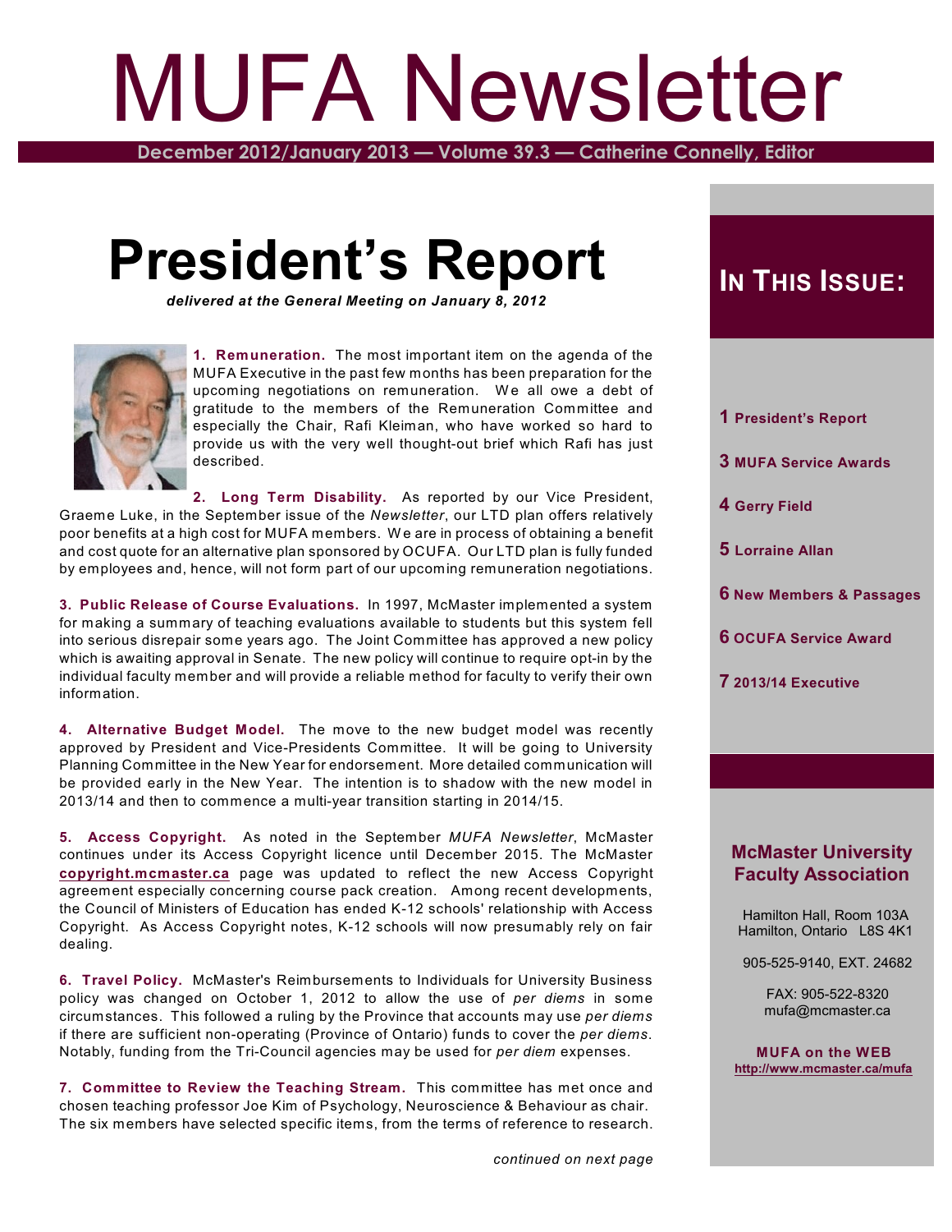# MUFA Newsletter

**December 2012/January 2013 — Volume 39.3 — Catherine Connelly, Editor**

# President's Report

***delivered at the General Meeting on January 8, 2012***

**1. Remuneration.** The most important item on the agenda of the MUFA Executive in the past few months has been preparation for the upcoming negotiations on remuneration. We all owe a debt of gratitude to the members of the Remuneration Committee and especially the Chair, Rafi Kleiman, who have worked so hard to provide us with the very well thought-out brief which Rafi has just described.

**2. Long Term Disability.** As reported by our Vice President, Graeme Luke, in the September issue of the *Newsletter*, our LTD plan offers relatively poor benefits at a high cost for MUFA members. We are in process of obtaining a benefit and cost quote for an alternative plan sponsored by OCUFA. Our LTD plan is fully funded by employees and, hence, will not form part of our upcoming remuneration negotiations.

**3. Public Release of Course Evaluations.** In 1997, McMaster implemented a system for making a summary of teaching evaluations available to students but this system fell into serious disrepair some years ago. The Joint Committee has approved a new policy which is awaiting approval in Senate. The new policy will continue to require opt-in by the individual faculty member and will provide a reliable method for faculty to verify their own information.

**4. Alternative Budget Model.** The move to the new budget model was recently approved by President and Vice-Presidents Committee. It will be going to University Planning Committee in the New Year for endorsement. More detailed communication will be provided early in the New Year. The intention is to shadow with the new model in 2013/14 and then to commence a multi-year transition starting in 2014/15.

**5. Access Copyright.** As noted in the September *MUFA Newsletter*, McMaster continues under its Access Copyright licence until December 2015. The McMaster **copyright.mcmaster.ca** page was updated to reflect the new Access Copyright agreement especially concerning course pack creation. Among recent developments, the Council of Ministers of Education has ended K-12 schools' relationship with Access Copyright. As Access Copyright notes, K-12 schools will now presumably rely on fair dealing.

**6. Travel Policy.** McMaster's Reimbursements to Individuals for University Business policy was changed on October 1, 2012 to allow the use of *per diems* in some circumstances. This followed a ruling by the Province that accounts may use *per diems* if there are sufficient non-operating (Province of Ontario) funds to cover the *per diems*. Notably, funding from the Tri-Council agencies may be used for *per diem* expenses.

**7. Committee to Review the Teaching Stream.** This committee has met once and chosen teaching professor Joe Kim of Psychology, Neuroscience & Behaviour as chair. The six members have selected specific items, from the terms of reference to research.

*continued on next page*

## In This Issue:

- **1** President's Report
- **3** MUFA Service Awards
- **4** Gerry Field
- **5** Lorraine Allan
- **6** New Members & Passages
- **6** OCUFA Service Award
- **7** 2013/14 Executive

**McMaster University Faculty Association**

Hamilton Hall, Room 103A
Hamilton, Ontario L8S 4K1

905-525-9140, EXT. 24682

FAX: 905-522-8320
mufa@mcmaster.ca

**MUFA on the WEB**
**http://www.mcmaster.ca/mufa**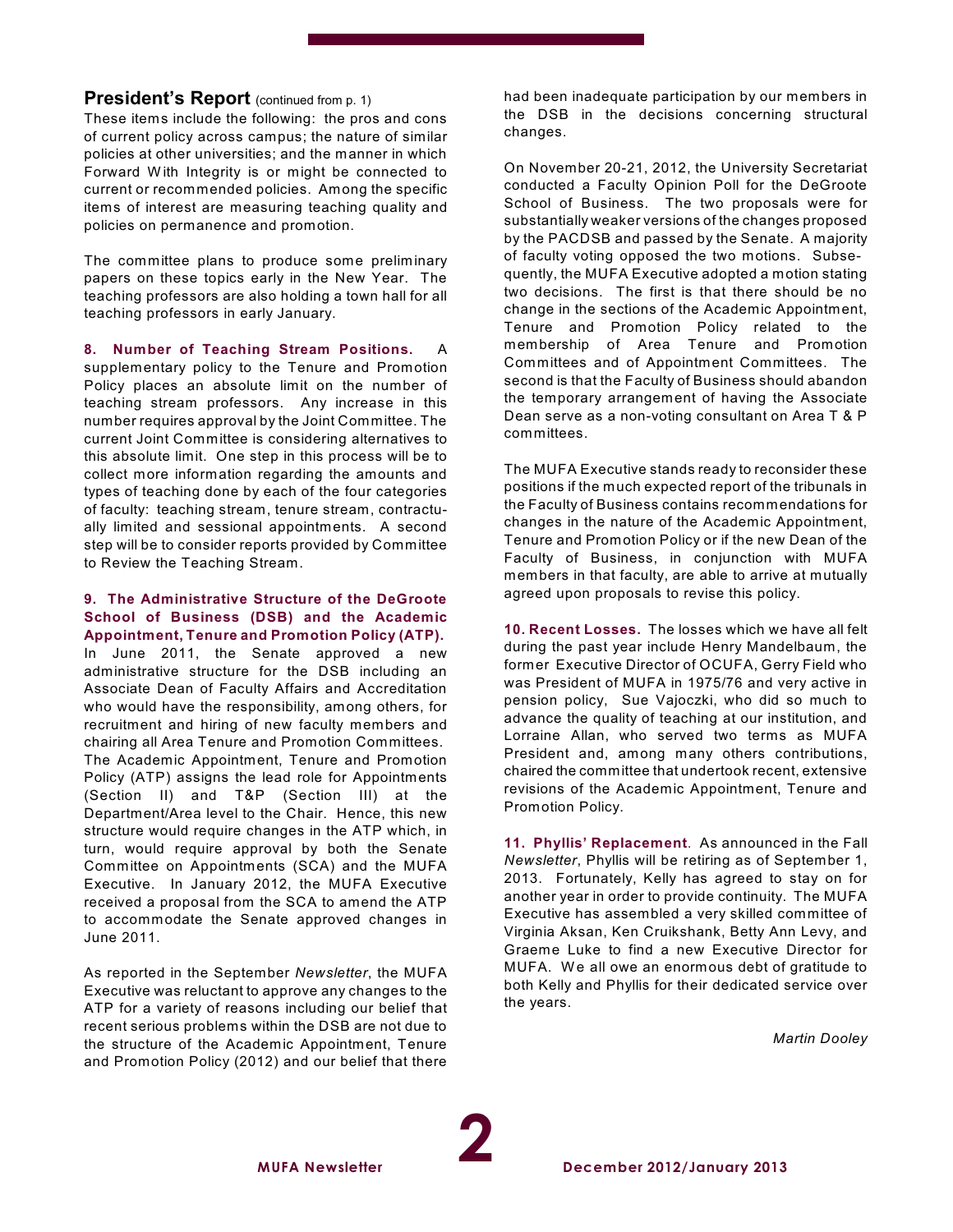## President's Report (continued from p. 1)

These items include the following: the pros and cons of current policy across campus; the nature of similar policies at other universities; and the manner in which Forward With Integrity is or might be connected to current or recommended policies. Among the specific items of interest are measuring teaching quality and policies on permanence and promotion.

The committee plans to produce some preliminary papers on these topics early in the New Year. The teaching professors are also holding a town hall for all teaching professors in early January.

**8. Number of Teaching Stream Positions.** A supplementary policy to the Tenure and Promotion Policy places an absolute limit on the number of teaching stream professors. Any increase in this number requires approval by the Joint Committee. The current Joint Committee is considering alternatives to this absolute limit. One step in this process will be to collect more information regarding the amounts and types of teaching done by each of the four categories of faculty: teaching stream, tenure stream, contractually limited and sessional appointments. A second step will be to consider reports provided by Committee to Review the Teaching Stream.

**9. The Administrative Structure of the DeGroote School of Business (DSB) and the Academic Appointment, Tenure and Promotion Policy (ATP).** In June 2011, the Senate approved a new administrative structure for the DSB including an Associate Dean of Faculty Affairs and Accreditation who would have the responsibility, among others, for recruitment and hiring of new faculty members and chairing all Area Tenure and Promotion Committees. The Academic Appointment, Tenure and Promotion Policy (ATP) assigns the lead role for Appointments (Section II) and T&P (Section III) at the Department/Area level to the Chair. Hence, this new structure would require changes in the ATP which, in turn, would require approval by both the Senate Committee on Appointments (SCA) and the MUFA Executive. In January 2012, the MUFA Executive received a proposal from the SCA to amend the ATP to accommodate the Senate approved changes in June 2011.

As reported in the September *Newsletter*, the MUFA Executive was reluctant to approve any changes to the ATP for a variety of reasons including our belief that recent serious problems within the DSB are not due to the structure of the Academic Appointment, Tenure and Promotion Policy (2012) and our belief that there had been inadequate participation by our members in the DSB in the decisions concerning structural changes.

On November 20-21, 2012, the University Secretariat conducted a Faculty Opinion Poll for the DeGroote School of Business. The two proposals were for substantially weaker versions of the changes proposed by the PACDSB and passed by the Senate. A majority of faculty voting opposed the two motions. Subsequently, the MUFA Executive adopted a motion stating two decisions. The first is that there should be no change in the sections of the Academic Appointment, Tenure and Promotion Policy related to the membership of Area Tenure and Promotion Committees and of Appointment Committees. The second is that the Faculty of Business should abandon the temporary arrangement of having the Associate Dean serve as a non-voting consultant on Area T & P committees.

The MUFA Executive stands ready to reconsider these positions if the much expected report of the tribunals in the Faculty of Business contains recommendations for changes in the nature of the Academic Appointment, Tenure and Promotion Policy or if the new Dean of the Faculty of Business, in conjunction with MUFA members in that faculty, are able to arrive at mutually agreed upon proposals to revise this policy.

**10. Recent Losses.** The losses which we have all felt during the past year include Henry Mandelbaum, the former Executive Director of OCUFA, Gerry Field who was President of MUFA in 1975/76 and very active in pension policy, Sue Vajoczki, who did so much to advance the quality of teaching at our institution, and Lorraine Allan, who served two terms as MUFA President and, among many others contributions, chaired the committee that undertook recent, extensive revisions of the Academic Appointment, Tenure and Promotion Policy.

**11. Phyllis' Replacement**. As announced in the Fall *Newsletter*, Phyllis will be retiring as of September 1, 2013. Fortunately, Kelly has agreed to stay on for another year in order to provide continuity. The MUFA Executive has assembled a very skilled committee of Virginia Aksan, Ken Cruikshank, Betty Ann Levy, and Graeme Luke to find a new Executive Director for MUFA. We all owe an enormous debt of gratitude to both Kelly and Phyllis for their dedicated service over the years.

*Martin Dooley*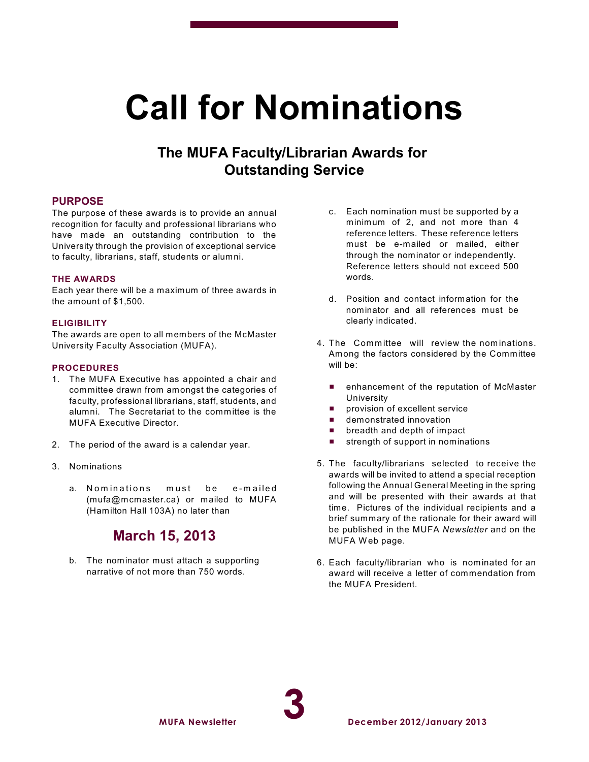# Call for Nominations

## The MUFA Faculty/Librarian Awards for Outstanding Service

### PURPOSE

The purpose of these awards is to provide an annual recognition for faculty and professional librarians who have made an outstanding contribution to the University through the provision of exceptional service to faculty, librarians, staff, students or alumni.

### THE AWARDS

Each year there will be a maximum of three awards in the amount of $1,500.

### ELIGIBILITY

The awards are open to all members of the McMaster University Faculty Association (MUFA).

### PROCEDURES

1. The MUFA Executive has appointed a chair and committee drawn from amongst the categories of faculty, professional librarians, staff, students, and alumni. The Secretariat to the committee is the MUFA Executive Director.

2. The period of the award is a calendar year.

3. Nominations

   a. Nominations must be e-mailed (mufa@mcmaster.ca) or mailed to MUFA (Hamilton Hall 103A) no later than

   **March 15, 2013**

   b. The nominator must attach a supporting narrative of not more than 750 words.

   c. Each nomination must be supported by a minimum of 2, and not more than 4 reference letters. These reference letters must be e-mailed or mailed, either through the nominator or independently. Reference letters should not exceed 500 words.

   d. Position and contact information for the nominator and all references must be clearly indicated.

4. The Committee will review the nominations. Among the factors considered by the Committee will be:

   - enhancement of the reputation of McMaster University
   - provision of excellent service
   - demonstrated innovation
   - breadth and depth of impact
   - strength of support in nominations

5. The faculty/librarians selected to receive the awards will be invited to attend a special reception following the Annual General Meeting in the spring and will be presented with their awards at that time. Pictures of the individual recipients and a brief summary of the rationale for their award will be published in the MUFA *Newsletter* and on the MUFA Web page.

6. Each faculty/librarian who is nominated for an award will receive a letter of commendation from the MUFA President.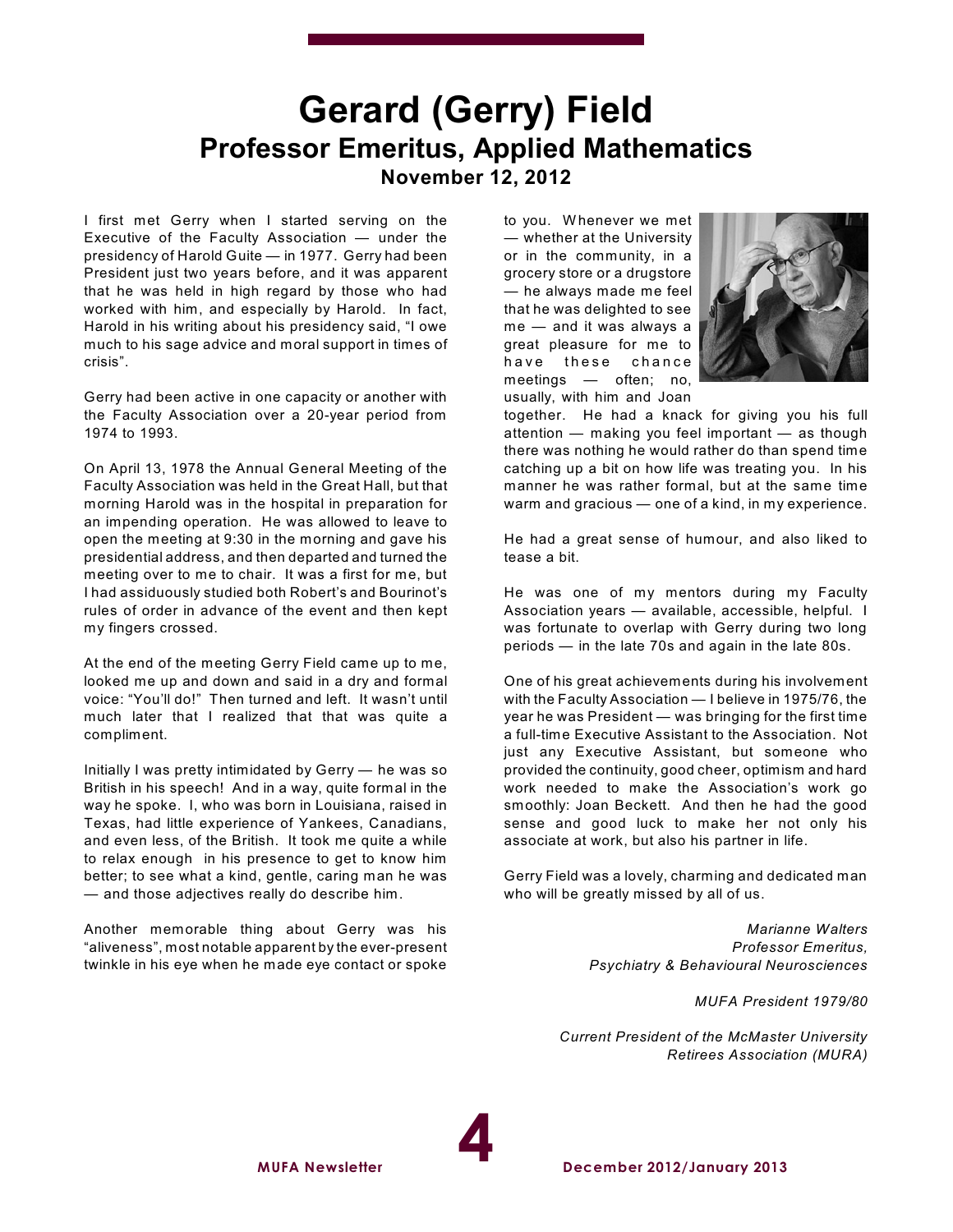# Gerard (Gerry) Field

## Professor Emeritus, Applied Mathematics

### November 12, 2012

I first met Gerry when I started serving on the Executive of the Faculty Association — under the presidency of Harold Guite — in 1977. Gerry had been President just two years before, and it was apparent that he was held in high regard by those who had worked with him, and especially by Harold. In fact, Harold in his writing about his presidency said, "I owe much to his sage advice and moral support in times of crisis".

Gerry had been active in one capacity or another with the Faculty Association over a 20-year period from 1974 to 1993.

On April 13, 1978 the Annual General Meeting of the Faculty Association was held in the Great Hall, but that morning Harold was in the hospital in preparation for an impending operation. He was allowed to leave to open the meeting at 9:30 in the morning and gave his presidential address, and then departed and turned the meeting over to me to chair. It was a first for me, but I had assiduously studied both Robert's and Bourinot's rules of order in advance of the event and then kept my fingers crossed.

At the end of the meeting Gerry Field came up to me, looked me up and down and said in a dry and formal voice: "You'll do!" Then turned and left. It wasn't until much later that I realized that that was quite a compliment.

Initially I was pretty intimidated by Gerry — he was so British in his speech! And in a way, quite formal in the way he spoke. I, who was born in Louisiana, raised in Texas, had little experience of Yankees, Canadians, and even less, of the British. It took me quite a while to relax enough in his presence to get to know him better; to see what a kind, gentle, caring man he was — and those adjectives really do describe him.

Another memorable thing about Gerry was his "aliveness", most notable apparent by the ever-present twinkle in his eye when he made eye contact or spoke to you. Whenever we met — whether at the University or in the community, in a grocery store or a drugstore — he always made me feel that he was delighted to see me — and it was always a great pleasure for me to have these chance meetings — often; no, usually, with him and Joan together. He had a knack for giving you his full attention — making you feel important — as though there was nothing he would rather do than spend time catching up a bit on how life was treating you. In his manner he was rather formal, but at the same time warm and gracious — one of a kind, in my experience.

He had a great sense of humour, and also liked to tease a bit.

He was one of my mentors during my Faculty Association years — available, accessible, helpful. I was fortunate to overlap with Gerry during two long periods — in the late 70s and again in the late 80s.

One of his great achievements during his involvement with the Faculty Association — I believe in 1975/76, the year he was President — was bringing for the first time a full-time Executive Assistant to the Association. Not just any Executive Assistant, but someone who provided the continuity, good cheer, optimism and hard work needed to make the Association's work go smoothly: Joan Beckett. And then he had the good sense and good luck to make her not only his associate at work, but also his partner in life.

Gerry Field was a lovely, charming and dedicated man who will be greatly missed by all of us.

*Marianne Walters*
*Professor Emeritus,*
*Psychiatry & Behavioural Neurosciences*

*MUFA President 1979/80*

*Current President of the McMaster University Retirees Association (MURA)*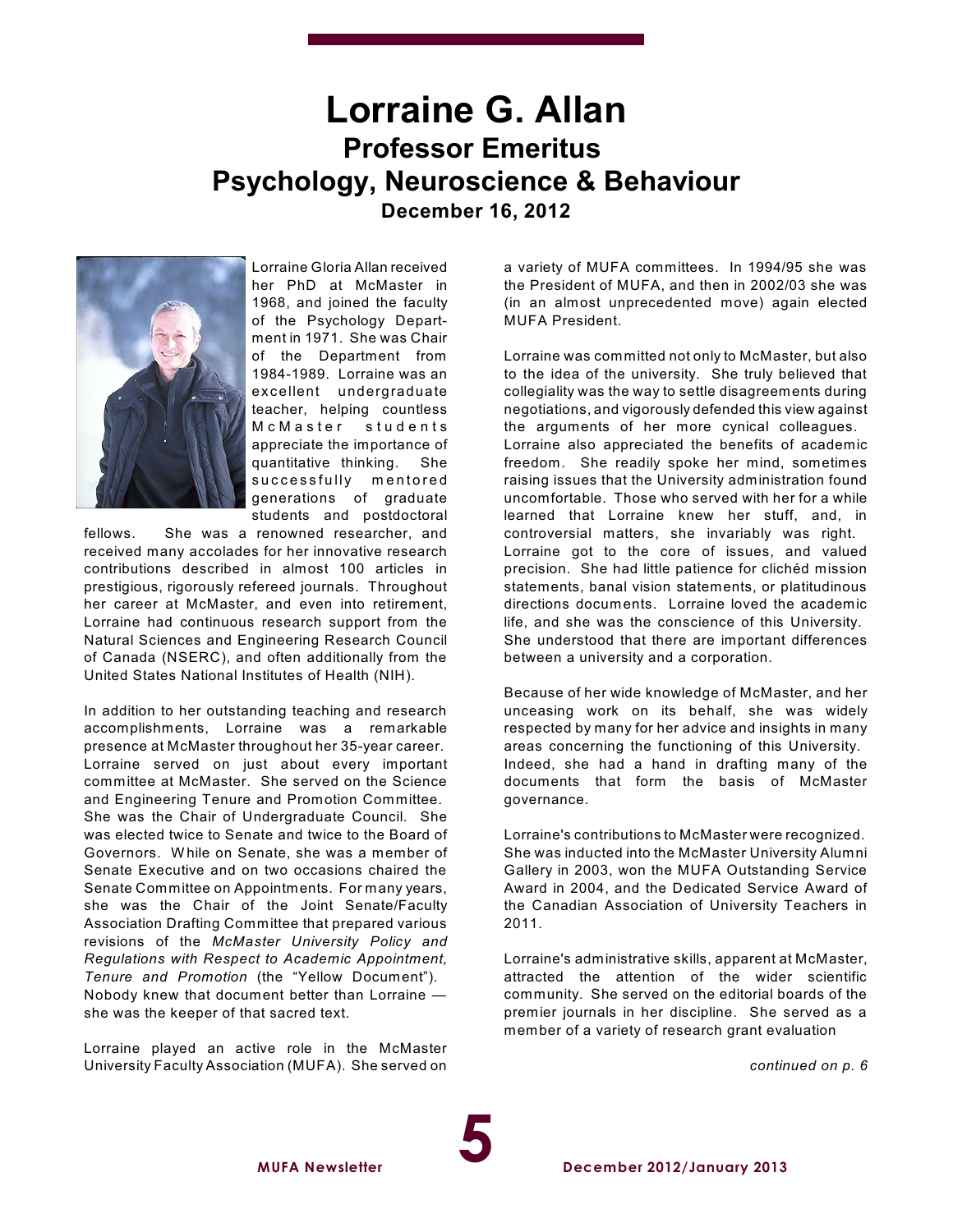# Lorraine G. Allan
## Professor Emeritus
## Psychology, Neuroscience & Behaviour
### December 16, 2012

Lorraine Gloria Allan received her PhD at McMaster in 1968, and joined the faculty of the Psychology Department in 1971. She was Chair of the Department from 1984-1989. Lorraine was an excellent undergraduate teacher, helping countless McMaster students appreciate the importance of quantitative thinking. She successfully mentored generations of graduate students and postdoctoral fellows. She was a renowned researcher, and received many accolades for her innovative research contributions described in almost 100 articles in prestigious, rigorously refereed journals. Throughout her career at McMaster, and even into retirement, Lorraine had continuous research support from the Natural Sciences and Engineering Research Council of Canada (NSERC), and often additionally from the United States National Institutes of Health (NIH).

In addition to her outstanding teaching and research accomplishments, Lorraine was a remarkable presence at McMaster throughout her 35-year career. Lorraine served on just about every important committee at McMaster. She served on the Science and Engineering Tenure and Promotion Committee. She was the Chair of Undergraduate Council. She was elected twice to Senate and twice to the Board of Governors. While on Senate, she was a member of Senate Executive and on two occasions chaired the Senate Committee on Appointments. For many years, she was the Chair of the Joint Senate/Faculty Association Drafting Committee that prepared various revisions of the *McMaster University Policy and Regulations with Respect to Academic Appointment, Tenure and Promotion* (the "Yellow Document"). Nobody knew that document better than Lorraine — she was the keeper of that sacred text.

Lorraine played an active role in the McMaster University Faculty Association (MUFA). She served on a variety of MUFA committees. In 1994/95 she was the President of MUFA, and then in 2002/03 she was (in an almost unprecedented move) again elected MUFA President.

Lorraine was committed not only to McMaster, but also to the idea of the university. She truly believed that collegiality was the way to settle disagreements during negotiations, and vigorously defended this view against the arguments of her more cynical colleagues. Lorraine also appreciated the benefits of academic freedom. She readily spoke her mind, sometimes raising issues that the University administration found uncomfortable. Those who served with her for a while learned that Lorraine knew her stuff, and, in controversial matters, she invariably was right. Lorraine got to the core of issues, and valued precision. She had little patience for clichéd mission statements, banal vision statements, or platitudinous directions documents. Lorraine loved the academic life, and she was the conscience of this University. She understood that there are important differences between a university and a corporation.

Because of her wide knowledge of McMaster, and her unceasing work on its behalf, she was widely respected by many for her advice and insights in many areas concerning the functioning of this University. Indeed, she had a hand in drafting many of the documents that form the basis of McMaster governance.

Lorraine's contributions to McMaster were recognized. She was inducted into the McMaster University Alumni Gallery in 2003, won the MUFA Outstanding Service Award in 2004, and the Dedicated Service Award of the Canadian Association of University Teachers in 2011.

Lorraine's administrative skills, apparent at McMaster, attracted the attention of the wider scientific community. She served on the editorial boards of the premier journals in her discipline. She served as a member of a variety of research grant evaluation

*continued on p. 6*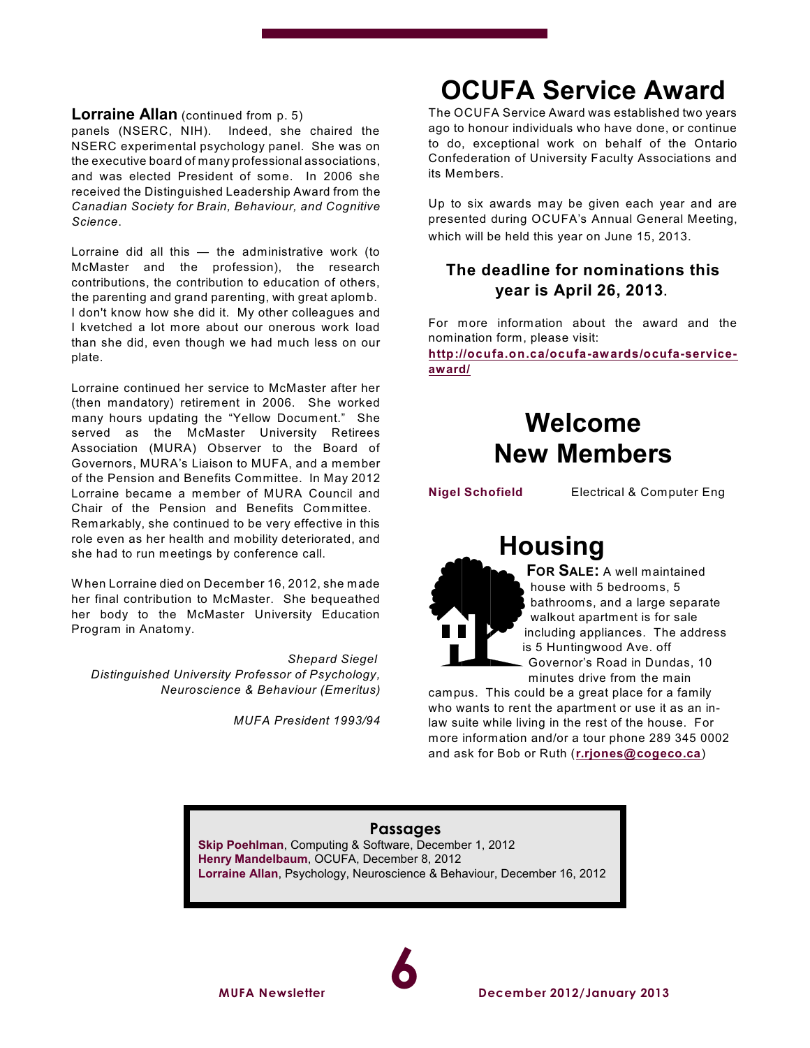**Lorraine Allan** (continued from p. 5)

panels (NSERC, NIH). Indeed, she chaired the NSERC experimental psychology panel. She was on the executive board of many professional associations, and was elected President of some. In 2006 she received the Distinguished Leadership Award from the *Canadian Society for Brain, Behaviour, and Cognitive Science*.

Lorraine did all this — the administrative work (to McMaster and the profession), the research contributions, the contribution to education of others, the parenting and grand parenting, with great aplomb. I don't know how she did it. My other colleagues and I kvetched a lot more about our onerous work load than she did, even though we had much less on our plate.

Lorraine continued her service to McMaster after her (then mandatory) retirement in 2006. She worked many hours updating the "Yellow Document." She served as the McMaster University Retirees Association (MURA) Observer to the Board of Governors, MURA's Liaison to MUFA, and a member of the Pension and Benefits Committee. In May 2012 Lorraine became a member of MURA Council and Chair of the Pension and Benefits Committee. Remarkably, she continued to be very effective in this role even as her health and mobility deteriorated, and she had to run meetings by conference call.

When Lorraine died on December 16, 2012, she made her final contribution to McMaster. She bequeathed her body to the McMaster University Education Program in Anatomy.

*Shepard Siegel*
*Distinguished University Professor of Psychology, Neuroscience & Behaviour (Emeritus)*

*MUFA President 1993/94*

# OCUFA Service Award

The OCUFA Service Award was established two years ago to honour individuals who have done, or continue to do, exceptional work on behalf of the Ontario Confederation of University Faculty Associations and its Members.

Up to six awards may be given each year and are presented during OCUFA's Annual General Meeting, which will be held this year on June 15, 2013.

**The deadline for nominations this year is April 26, 2013.**

For more information about the award and the nomination form, please visit: **http://ocufa.on.ca/ocufa-awards/ocufa-service-award/**

# Welcome New Members

**Nigel Schofield** Electrical & Computer Eng

# Housing

**For Sale:** A well maintained house with 5 bedrooms, 5 bathrooms, and a large separate walkout apartment is for sale including appliances. The address is 5 Huntingwood Ave. off Governor's Road in Dundas, 10 minutes drive from the main campus. This could be a great place for a family who wants to rent the apartment or use it as an in-law suite while living in the rest of the house. For more information and/or a tour phone 289 345 0002 and ask for Bob or Ruth (**r.rjones@cogeco.ca**)

## Passages

**Skip Poehlman**, Computing & Software, December 1, 2012
**Henry Mandelbaum**, OCUFA, December 8, 2012
**Lorraine Allan**, Psychology, Neuroscience & Behaviour, December 16, 2012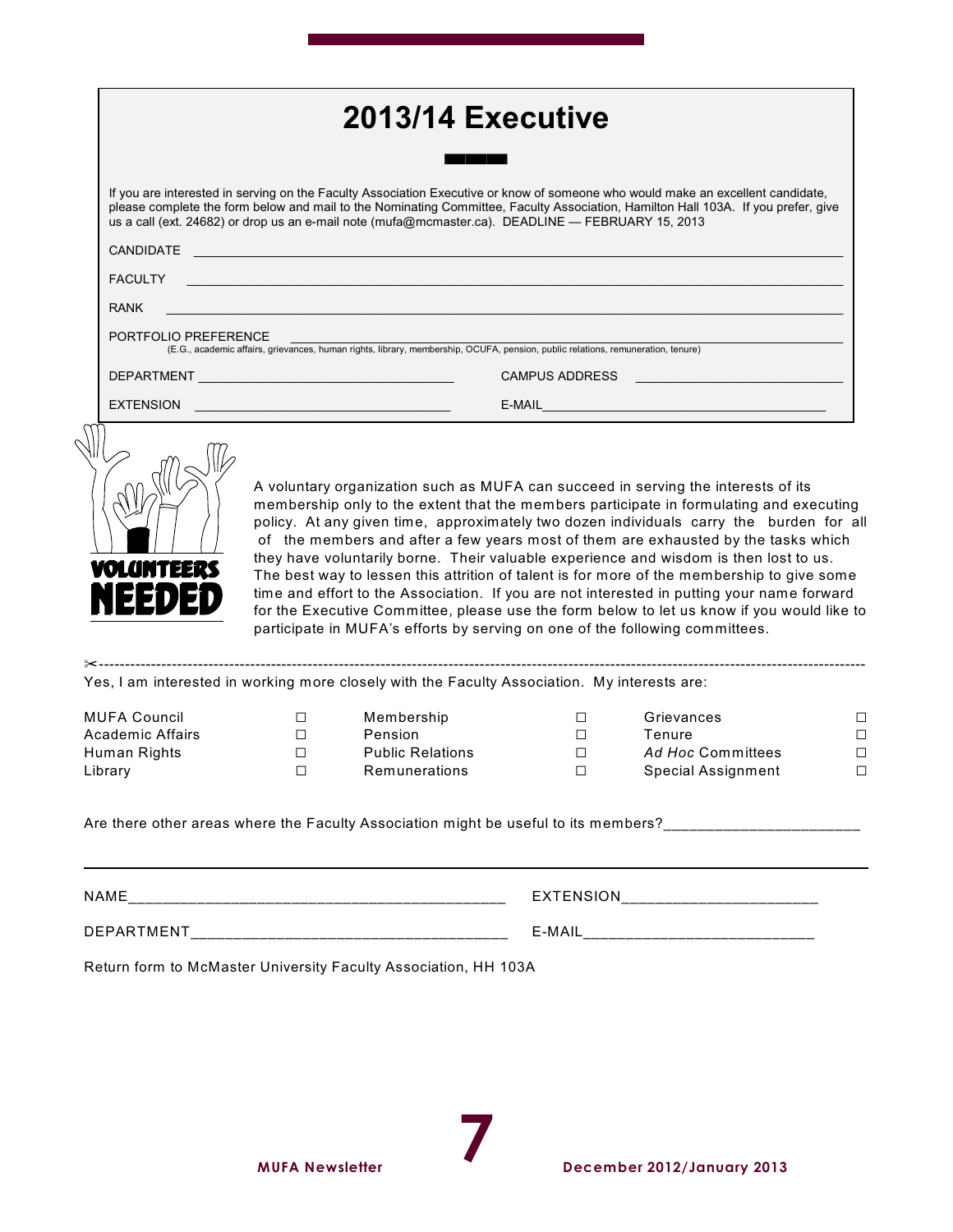# 2013/14 Executive

If you are interested in serving on the Faculty Association Executive or know of someone who would make an excellent candidate, please complete the form below and mail to the Nominating Committee, Faculty Association, Hamilton Hall 103A. If you prefer, give us a call (ext. 24682) or drop us an e-mail note (mufa@mcmaster.ca). DEADLINE — FEBRUARY 15, 2013

CANDIDATE ____________________________________________

FACULTY ____________________________________________

RANK ____________________________________________

PORTFOLIO PREFERENCE ____________________________________________
(E.G., academic affairs, grievances, human rights, library, membership, OCUFA, pension, public relations, remuneration, tenure)

DEPARTMENT ______________________ CAMPUS ADDRESS ______________________

EXTENSION ______________________ E-MAIL______________________

VOLUNTEERS NEEDED

A voluntary organization such as MUFA can succeed in serving the interests of its membership only to the extent that the members participate in formulating and executing policy. At any given time, approximately two dozen individuals carry the burden for all of the members and after a few years most of them are exhausted by the tasks which they have voluntarily borne. Their valuable experience and wisdom is then lost to us. The best way to lessen this attrition of talent is for more of the membership to give some time and effort to the Association. If you are not interested in putting your name forward for the Executive Committee, please use the form below to let us know if you would like to participate in MUFA's efforts by serving on one of the following committees.

✂-----------------------------------------------------------------------------------------------------------

Yes, I am interested in working more closely with the Faculty Association. My interests are:

| | | | | | |
|---|---|---|---|---|---|
| MUFA Council | ☐ | Membership | ☐ | Grievances | ☐ |
| Academic Affairs | ☐ | Pension | ☐ | Tenure | ☐ |
| Human Rights | ☐ | Public Relations | ☐ | *Ad Hoc* Committees | ☐ |
| Library | ☐ | Remunerations | ☐ | Special Assignment | ☐ |

Are there other areas where the Faculty Association might be useful to its members?______________________

---

NAME__________________________________________ EXTENSION______________________

DEPARTMENT____________________________________ E-MAIL__________________________

Return form to McMaster University Faculty Association, HH 103A